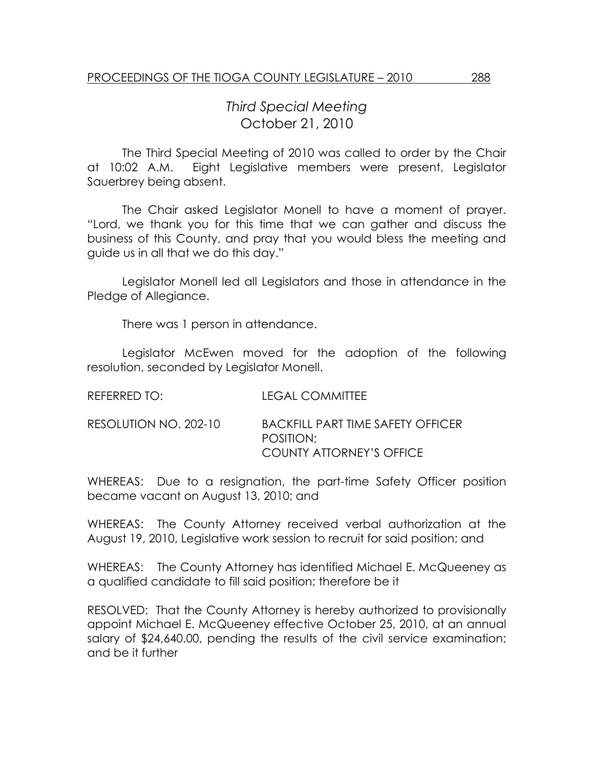# *Third Special Meeting*
## October 21, 2010

The Third Special Meeting of 2010 was called to order by the Chair at 10:02 A.M. Eight Legislative members were present, Legislator Sauerbrey being absent.

The Chair asked Legislator Monell to have a moment of prayer. "Lord, we thank you for this time that we can gather and discuss the business of this County, and pray that you would bless the meeting and guide us in all that we do this day."

Legislator Monell led all Legislators and those in attendance in the Pledge of Allegiance.

There was 1 person in attendance.

Legislator McEwen moved for the adoption of the following resolution, seconded by Legislator Monell.

REFERRED TO: LEGAL COMMITTEE

RESOLUTION NO. 202-10 BACKFILL PART TIME SAFETY OFFICER POSITION; COUNTY ATTORNEY'S OFFICE

WHEREAS: Due to a resignation, the part-time Safety Officer position became vacant on August 13, 2010; and

WHEREAS: The County Attorney received verbal authorization at the August 19, 2010, Legislative work session to recruit for said position; and

WHEREAS: The County Attorney has identified Michael E. McQueeney as a qualified candidate to fill said position; therefore be it

RESOLVED: That the County Attorney is hereby authorized to provisionally appoint Michael E. McQueeney effective October 25, 2010, at an annual salary of $24,640.00, pending the results of the civil service examination; and be it further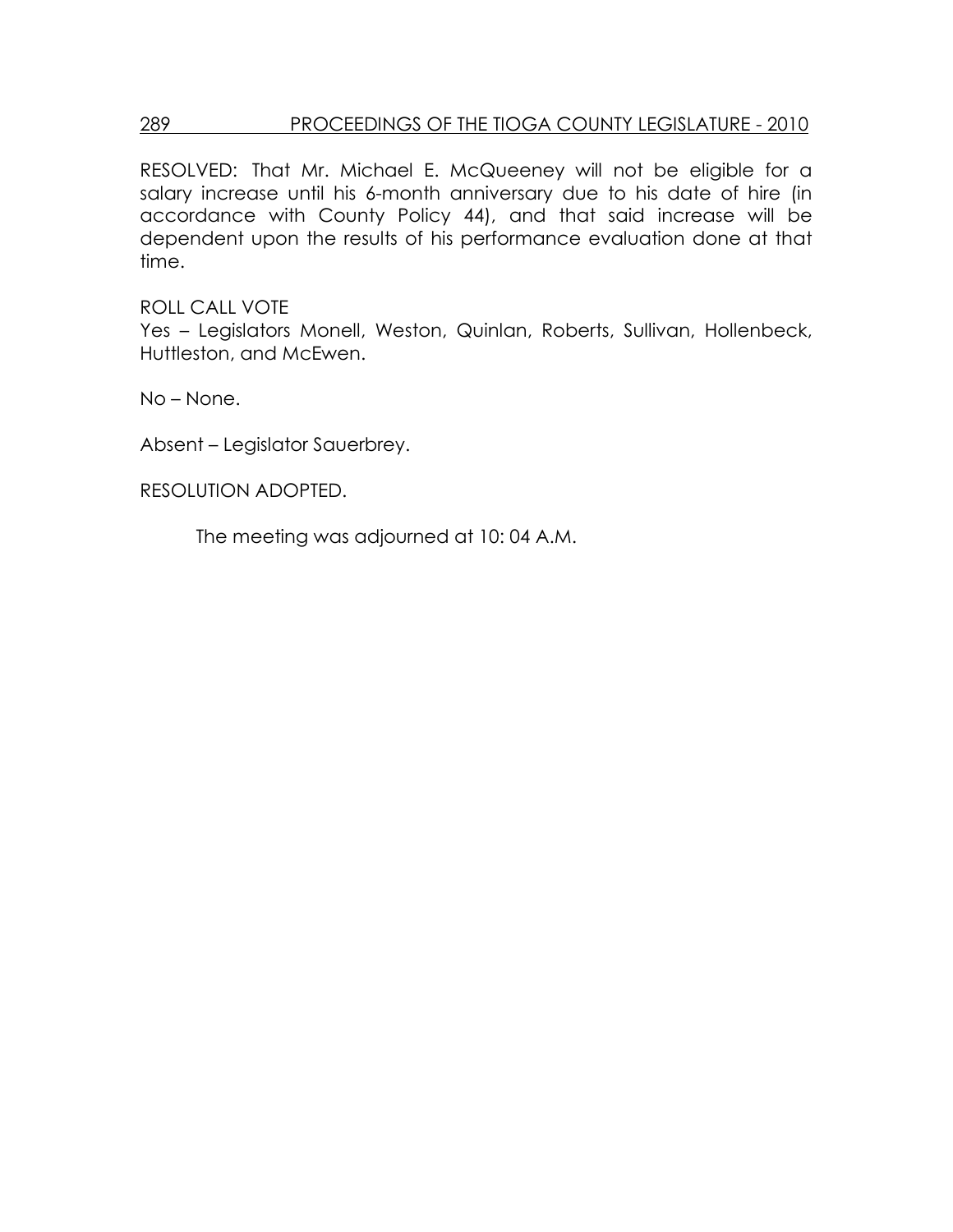RESOLVED: That Mr. Michael E. McQueeney will not be eligible for a salary increase until his 6-month anniversary due to his date of hire (in accordance with County Policy 44), and that said increase will be dependent upon the results of his performance evaluation done at that time.

ROLL CALL VOTE
Yes – Legislators Monell, Weston, Quinlan, Roberts, Sullivan, Hollenbeck, Huttleston, and McEwen.

No – None.

Absent – Legislator Sauerbrey.

RESOLUTION ADOPTED.

The meeting was adjourned at 10: 04 A.M.